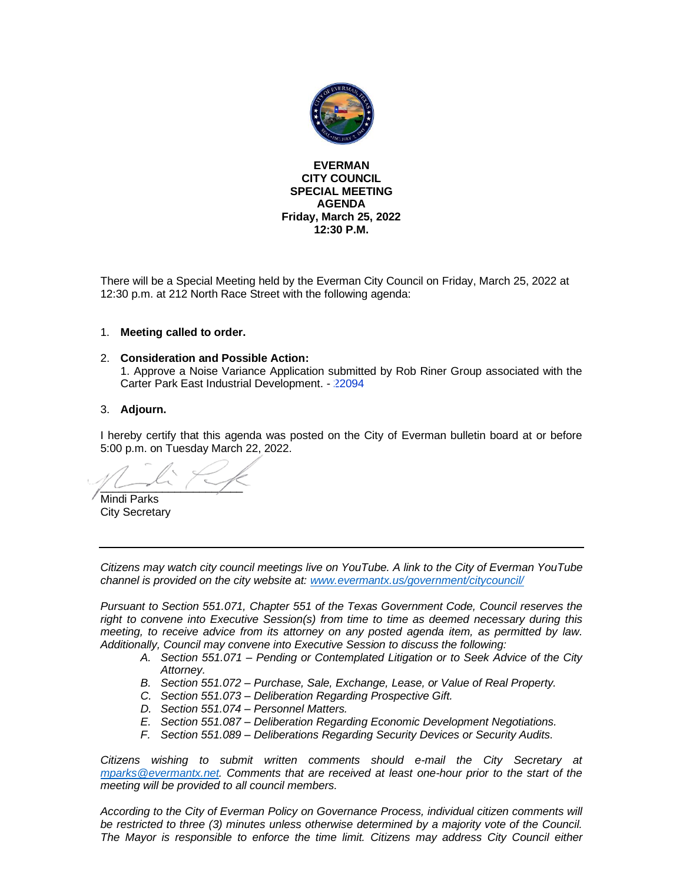**EVERMAN**
**CITY COUNCIL**
**SPECIAL MEETING**
**AGENDA**
**Friday, March 25, 2022**
**12:30 P.M.**

There will be a Special Meeting held by the Everman City Council on Friday, March 25, 2022 at 12:30 p.m. at 212 North Race Street with the following agenda:

1. **Meeting called to order.**

2. **Consideration and Possible Action:**
   1. Approve a Noise Variance Application submitted by Rob Riner Group associated with the Carter Park East Industrial Development. - 22094

3. **Adjourn.**

I hereby certify that this agenda was posted on the City of Everman bulletin board at or before 5:00 p.m. on Tuesday March 22, 2022.

Mindi Parks
City Secretary

---

*Citizens may watch city council meetings live on YouTube. A link to the City of Everman YouTube channel is provided on the city website at: [www.evermantx.us/government/citycouncil/](www.evermantx.us/government/citycouncil/)*

*Pursuant to Section 551.071, Chapter 551 of the Texas Government Code, Council reserves the right to convene into Executive Session(s) from time to time as deemed necessary during this meeting, to receive advice from its attorney on any posted agenda item, as permitted by law. Additionally, Council may convene into Executive Session to discuss the following:*

- *A. Section 551.071 – Pending or Contemplated Litigation or to Seek Advice of the City Attorney.*
- *B. Section 551.072 – Purchase, Sale, Exchange, Lease, or Value of Real Property.*
- *C. Section 551.073 – Deliberation Regarding Prospective Gift.*
- *D. Section 551.074 – Personnel Matters.*
- *E. Section 551.087 – Deliberation Regarding Economic Development Negotiations.*
- *F. Section 551.089 – Deliberations Regarding Security Devices or Security Audits.*

*Citizens wishing to submit written comments should e-mail the City Secretary at [mparks@evermantx.net](mailto:mparks@evermantx.net). Comments that are received at least one-hour prior to the start of the meeting will be provided to all council members.*

*According to the City of Everman Policy on Governance Process, individual citizen comments will be restricted to three (3) minutes unless otherwise determined by a majority vote of the Council. The Mayor is responsible to enforce the time limit. Citizens may address City Council either*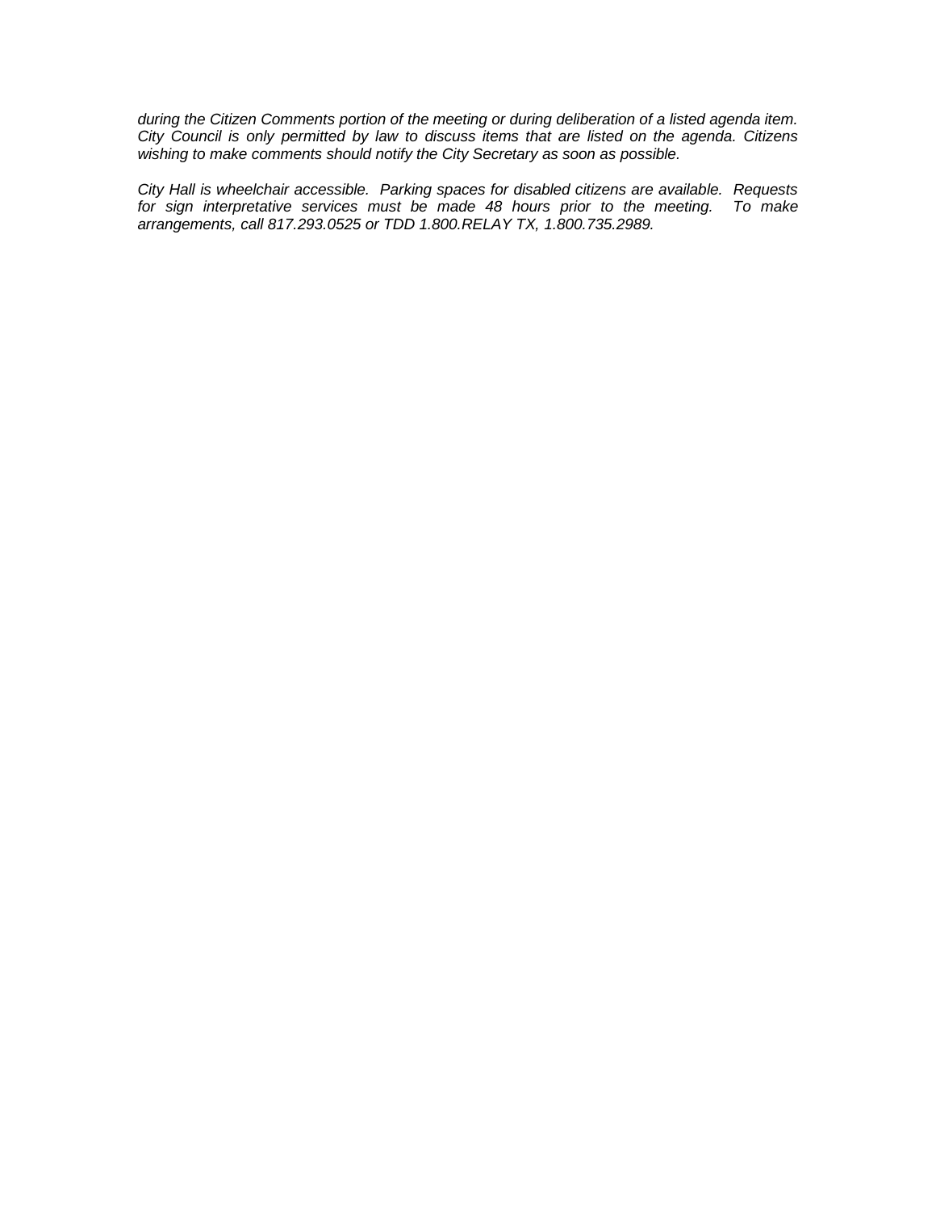*during the Citizen Comments portion of the meeting or during deliberation of a listed agenda item. City Council is only permitted by law to discuss items that are listed on the agenda. Citizens wishing to make comments should notify the City Secretary as soon as possible.*

*City Hall is wheelchair accessible. Parking spaces for disabled citizens are available. Requests for sign interpretative services must be made 48 hours prior to the meeting. To make arrangements, call 817.293.0525 or TDD 1.800.RELAY TX, 1.800.735.2989.*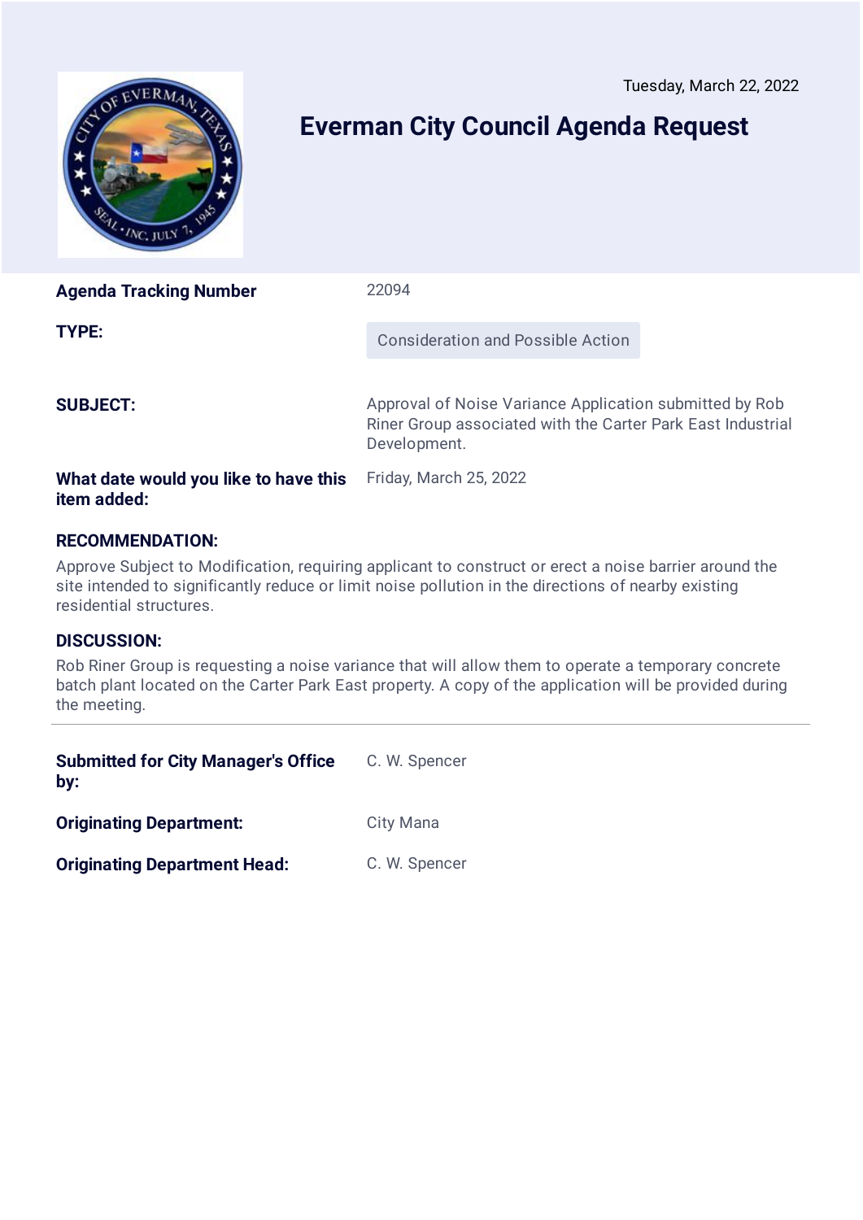Tuesday, March 22, 2022

# Everman City Council Agenda Request

| | |
|---|---|
| **Agenda Tracking Number** | 22094 |
| **TYPE:** | Consideration and Possible Action |
| **SUBJECT:** | Approval of Noise Variance Application submitted by Rob Riner Group associated with the Carter Park East Industrial Development. |
| **What date would you like to have this item added:** | Friday, March 25, 2022 |

**RECOMMENDATION:**

Approve Subject to Modification, requiring applicant to construct or erect a noise barrier around the site intended to significantly reduce or limit noise pollution in the directions of nearby existing residential structures.

**DISCUSSION:**

Rob Riner Group is requesting a noise variance that will allow them to operate a temporary concrete batch plant located on the Carter Park East property. A copy of the application will be provided during the meeting.

---

| | |
|---|---|
| **Submitted for City Manager's Office by:** | C. W. Spencer |
| **Originating Department:** | City Mana |
| **Originating Department Head:** | C. W. Spencer |